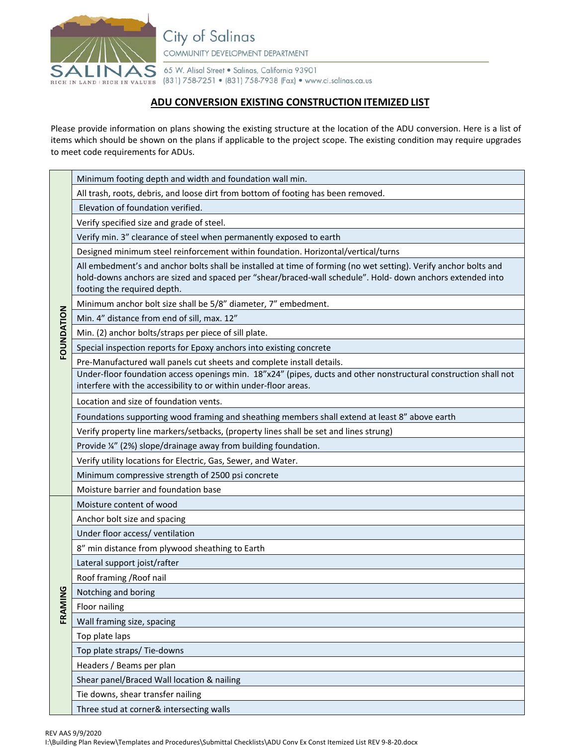City of Salinas
COMMUNITY DEVELOPMENT DEPARTMENT
65 W. Alisal Street • Salinas, California 93901
(831) 758-7251 • (831) 758-7938 (Fax) • www.ci.salinas.ca.us

SALINAS
RICH IN LAND | RICH IN VALUES

## ADU CONVERSION EXISTING CONSTRUCTION ITEMIZED LIST

Please provide information on plans showing the existing structure at the location of the ADU conversion. Here is a list of items which should be shown on the plans if applicable to the project scope. The existing condition may require upgrades to meet code requirements for ADUs.

| Category | Item |
|---|---|
| FOUNDATION | Minimum footing depth and width and foundation wall min. |
| | All trash, roots, debris, and loose dirt from bottom of footing has been removed. |
| | Elevation of foundation verified. |
| | Verify specified size and grade of steel. |
| | Verify min. 3" clearance of steel when permanently exposed to earth |
| | Designed minimum steel reinforcement within foundation. Horizontal/vertical/turns |
| | All embedment's and anchor bolts shall be installed at time of forming (no wet setting). Verify anchor bolts and hold-downs anchors are sized and spaced per "shear/braced-wall schedule". Hold- down anchors extended into footing the required depth. |
| | Minimum anchor bolt size shall be 5/8" diameter, 7" embedment. |
| | Min. 4" distance from end of sill, max. 12" |
| | Min. (2) anchor bolts/straps per piece of sill plate. |
| | Special inspection reports for Epoxy anchors into existing concrete |
| | Pre-Manufactured wall panels cut sheets and complete install details. |
| | Under-floor foundation access openings min. 18"x24" (pipes, ducts and other nonstructural construction shall not interfere with the accessibility to or within under-floor areas. |
| | Location and size of foundation vents. |
| | Foundations supporting wood framing and sheathing members shall extend at least 8" above earth |
| | Verify property line markers/setbacks, (property lines shall be set and lines strung) |
| | Provide ¼" (2%) slope/drainage away from building foundation. |
| | Verify utility locations for Electric, Gas, Sewer, and Water. |
| | Minimum compressive strength of 2500 psi concrete |
| | Moisture barrier and foundation base |
| FRAMING | Moisture content of wood |
| | Anchor bolt size and spacing |
| | Under floor access/ ventilation |
| | 8" min distance from plywood sheathing to Earth |
| | Lateral support joist/rafter |
| | Roof framing /Roof nail |
| | Notching and boring |
| | Floor nailing |
| | Wall framing size, spacing |
| | Top plate laps |
| | Top plate straps/ Tie-downs |
| | Headers / Beams per plan |
| | Shear panel/Braced Wall location & nailing |
| | Tie downs, shear transfer nailing |
| | Three stud at corner& intersecting walls |

REV AAS 9/9/2020
I:\Building Plan Review\Templates and Procedures\Submittal Checklists\ADU Conv Ex Const Itemized List REV 9-8-20.docx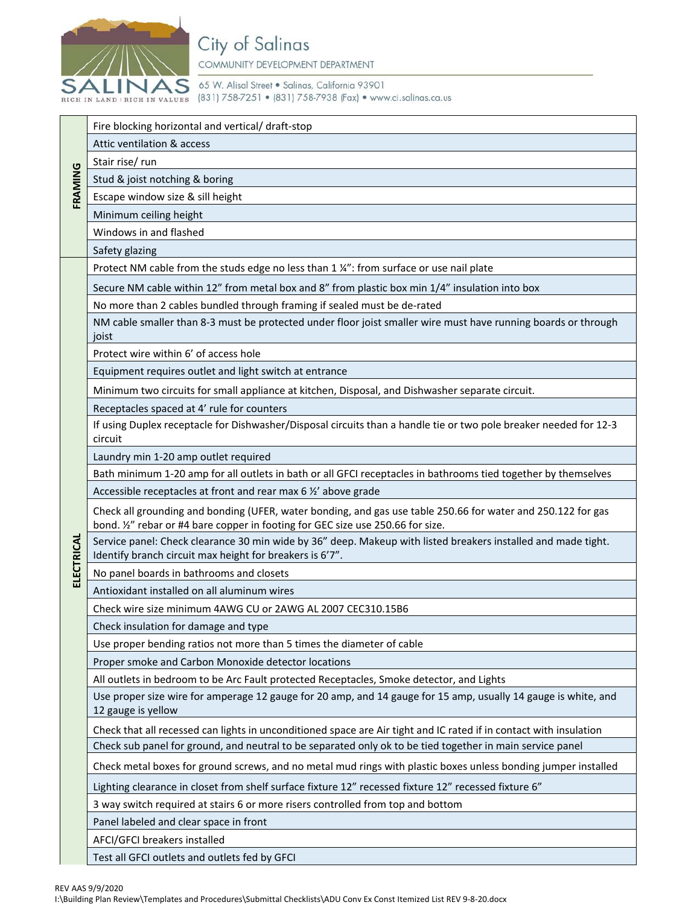City of Salinas
COMMUNITY DEVELOPMENT DEPARTMENT
65 W. Alisal Street • Salinas, California 93901
(831) 758-7251 • (831) 758-7938 (Fax) • www.ci.salinas.ca.us

| Category | Item |
|---|---|
| FRAMING | Fire blocking horizontal and vertical/ draft-stop |
| | Attic ventilation & access |
| | Stair rise/ run |
| | Stud & joist notching & boring |
| | Escape window size & sill height |
| | Minimum ceiling height |
| | Windows in and flashed |
| | Safety glazing |
| ELECTRICAL | Protect NM cable from the studs edge no less than 1 ¼": from surface or use nail plate |
| | Secure NM cable within 12" from metal box and 8" from plastic box min 1/4" insulation into box |
| | No more than 2 cables bundled through framing if sealed must be de-rated |
| | NM cable smaller than 8-3 must be protected under floor joist smaller wire must have running boards or through joist |
| | Protect wire within 6' of access hole |
| | Equipment requires outlet and light switch at entrance |
| | Minimum two circuits for small appliance at kitchen, Disposal, and Dishwasher separate circuit. |
| | Receptacles spaced at 4' rule for counters |
| | If using Duplex receptacle for Dishwasher/Disposal circuits than a handle tie or two pole breaker needed for 12-3 circuit |
| | Laundry min 1-20 amp outlet required |
| | Bath minimum 1-20 amp for all outlets in bath or all GFCI receptacles in bathrooms tied together by themselves |
| | Accessible receptacles at front and rear max 6 ½' above grade |
| | Check all grounding and bonding (UFER, water bonding, and gas use table 250.66 for water and 250.122 for gas bond. ½" rebar or #4 bare copper in footing for GEC size use 250.66 for size. |
| | Service panel: Check clearance 30 min wide by 36" deep. Makeup with listed breakers installed and made tight. Identify branch circuit max height for breakers is 6'7". |
| | No panel boards in bathrooms and closets |
| | Antioxidant installed on all aluminum wires |
| | Check wire size minimum 4AWG CU or 2AWG AL 2007 CEC310.15B6 |
| | Check insulation for damage and type |
| | Use proper bending ratios not more than 5 times the diameter of cable |
| | Proper smoke and Carbon Monoxide detector locations |
| | All outlets in bedroom to be Arc Fault protected Receptacles, Smoke detector, and Lights |
| | Use proper size wire for amperage 12 gauge for 20 amp, and 14 gauge for 15 amp, usually 14 gauge is white, and 12 gauge is yellow |
| | Check that all recessed can lights in unconditioned space are Air tight and IC rated if in contact with insulation |
| | Check sub panel for ground, and neutral to be separated only ok to be tied together in main service panel |
| | Check metal boxes for ground screws, and no metal mud rings with plastic boxes unless bonding jumper installed |
| | Lighting clearance in closet from shelf surface fixture 12" recessed fixture 12" recessed fixture 6" |
| | 3 way switch required at stairs 6 or more risers controlled from top and bottom |
| | Panel labeled and clear space in front |
| | AFCI/GFCI breakers installed |
| | Test all GFCI outlets and outlets fed by GFCI |

REV AAS 9/9/2020
I:\Building Plan Review\Templates and Procedures\Submittal Checklists\ADU Conv Ex Const Itemized List REV 9-8-20.docx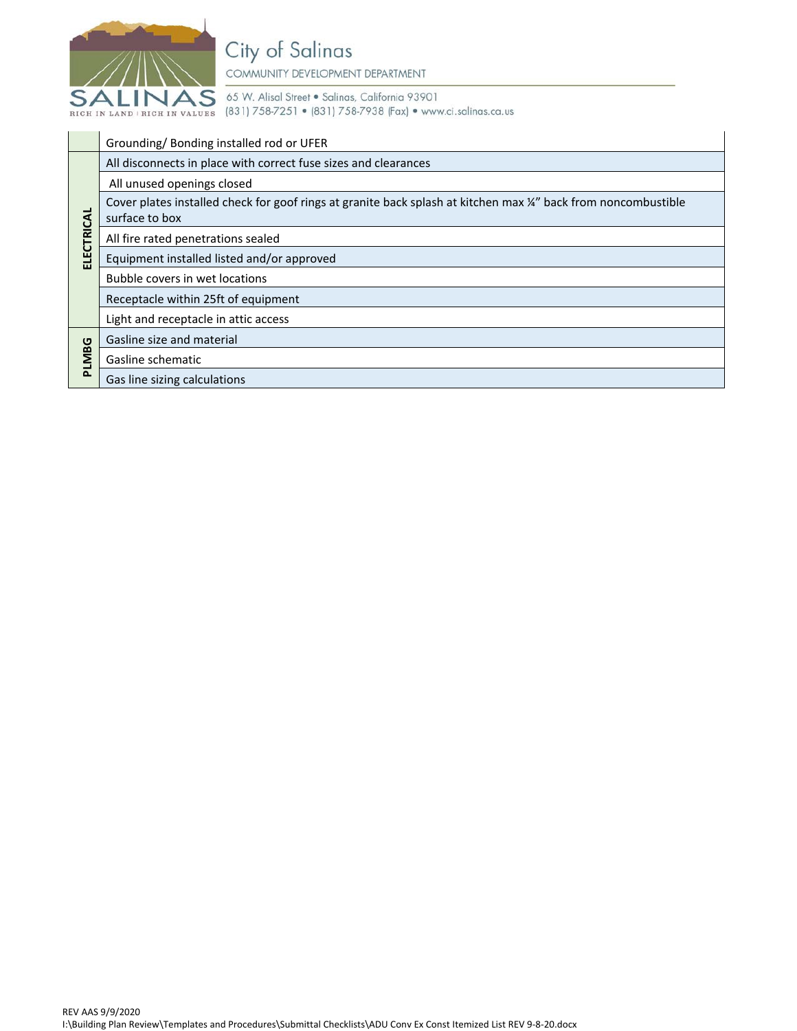City of Salinas

COMMUNITY DEVELOPMENT DEPARTMENT

65 W. Alisal Street • Salinas, California 93901
(831) 758-7251 • (831) 758-7938 (Fax) • www.ci.salinas.ca.us

| | |
|---|---|
| | Grounding/ Bonding installed rod or UFER |
| ELECTRICAL | All disconnects in place with correct fuse sizes and clearances |
| | All unused openings closed |
| | Cover plates installed check for goof rings at granite back splash at kitchen max ¼" back from noncombustible surface to box |
| | All fire rated penetrations sealed |
| | Equipment installed listed and/or approved |
| | Bubble covers in wet locations |
| | Receptacle within 25ft of equipment |
| | Light and receptacle in attic access |
| PLMBG | Gasline size and material |
| | Gasline schematic |
| | Gas line sizing calculations |

REV AAS 9/9/2020
I:\Building Plan Review\Templates and Procedures\Submittal Checklists\ADU Conv Ex Const Itemized List REV 9-8-20.docx